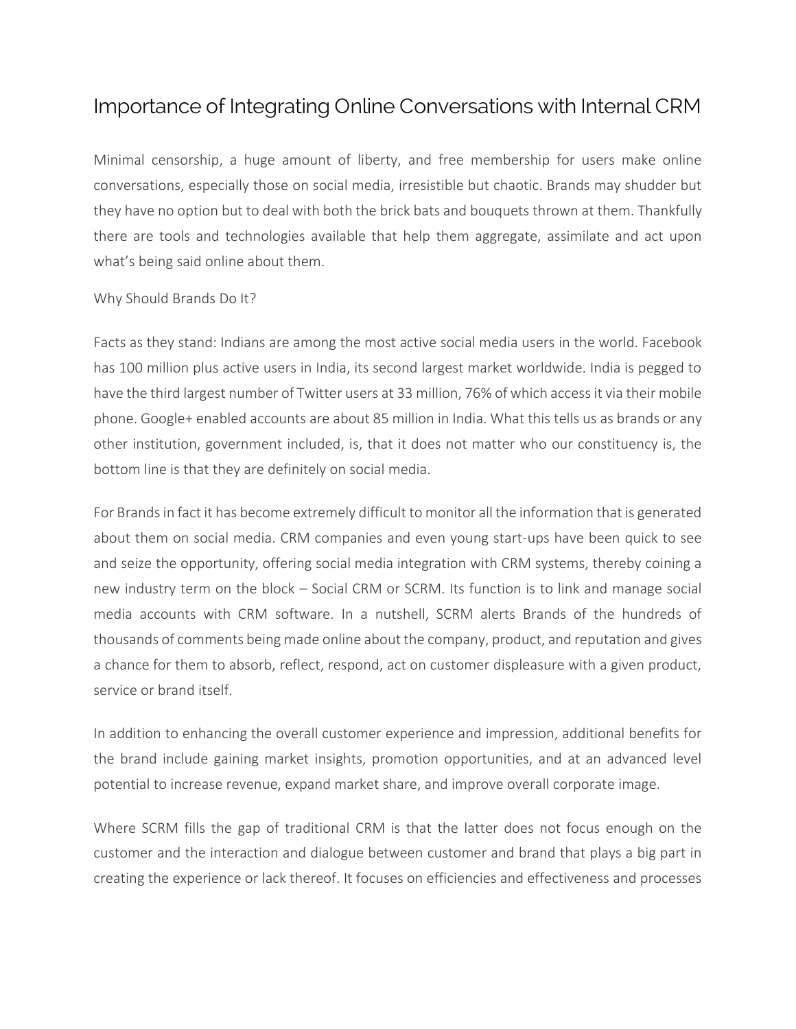# Importance of Integrating Online Conversations with Internal CRM

Minimal censorship, a huge amount of liberty, and free membership for users make online conversations, especially those on social media, irresistible but chaotic. Brands may shudder but they have no option but to deal with both the brick bats and bouquets thrown at them. Thankfully there are tools and technologies available that help them aggregate, assimilate and act upon what's being said online about them.

## Why Should Brands Do It?

Facts as they stand: Indians are among the most active social media users in the world. Facebook has 100 million plus active users in India, its second largest market worldwide. India is pegged to have the third largest number of Twitter users at 33 million, 76% of which access it via their mobile phone. Google+ enabled accounts are about 85 million in India. What this tells us as brands or any other institution, government included, is, that it does not matter who our constituency is, the bottom line is that they are definitely on social media.

For Brands in fact it has become extremely difficult to monitor all the information that is generated about them on social media. CRM companies and even young start-ups have been quick to see and seize the opportunity, offering social media integration with CRM systems, thereby coining a new industry term on the block – Social CRM or SCRM. Its function is to link and manage social media accounts with CRM software. In a nutshell, SCRM alerts Brands of the hundreds of thousands of comments being made online about the company, product, and reputation and gives a chance for them to absorb, reflect, respond, act on customer displeasure with a given product, service or brand itself.

In addition to enhancing the overall customer experience and impression, additional benefits for the brand include gaining market insights, promotion opportunities, and at an advanced level potential to increase revenue, expand market share, and improve overall corporate image.

Where SCRM fills the gap of traditional CRM is that the latter does not focus enough on the customer and the interaction and dialogue between customer and brand that plays a big part in creating the experience or lack thereof. It focuses on efficiencies and effectiveness and processes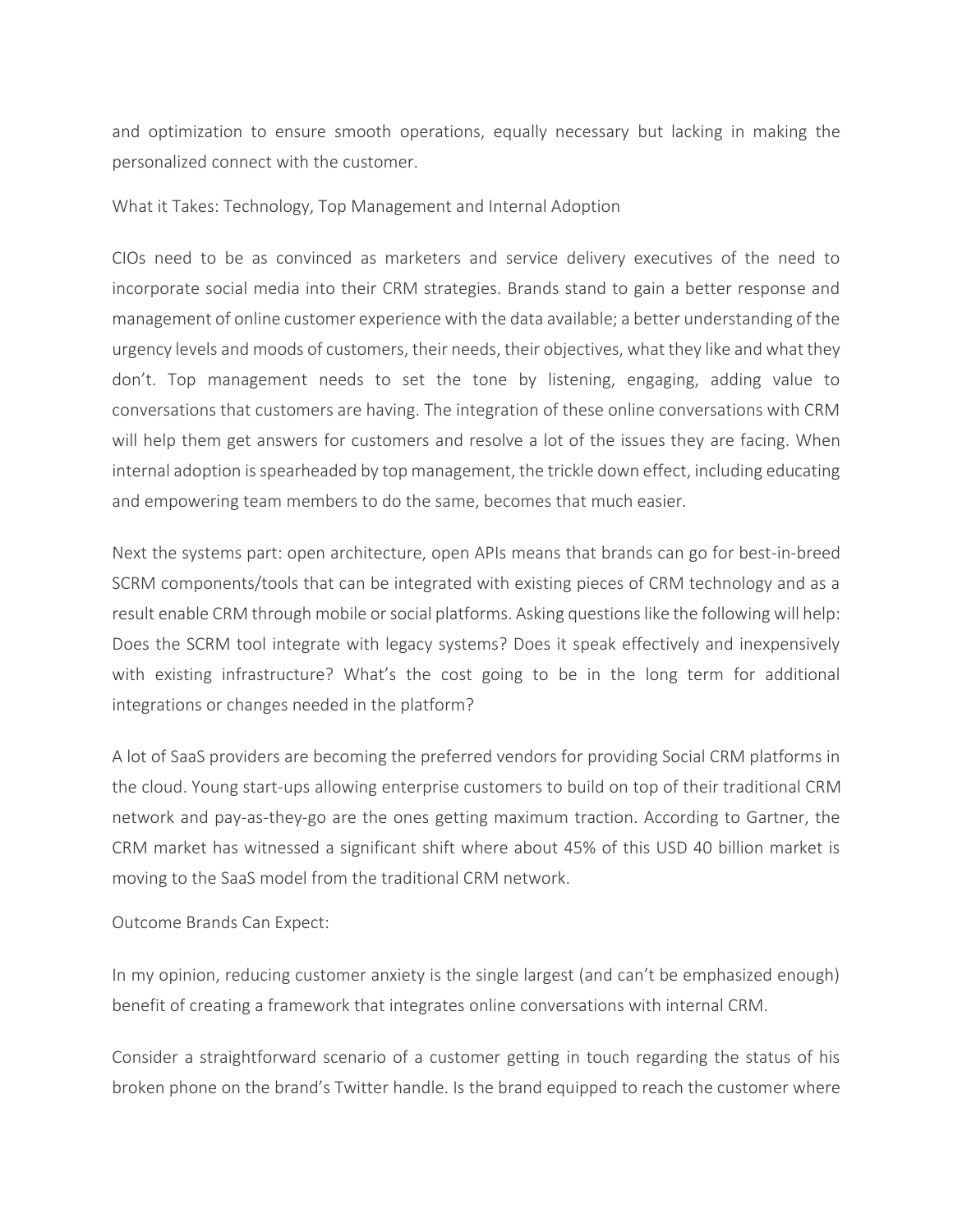and optimization to ensure smooth operations, equally necessary but lacking in making the personalized connect with the customer.

## What it Takes: Technology, Top Management and Internal Adoption

CIOs need to be as convinced as marketers and service delivery executives of the need to incorporate social media into their CRM strategies. Brands stand to gain a better response and management of online customer experience with the data available; a better understanding of the urgency levels and moods of customers, their needs, their objectives, what they like and what they don't. Top management needs to set the tone by listening, engaging, adding value to conversations that customers are having. The integration of these online conversations with CRM will help them get answers for customers and resolve a lot of the issues they are facing. When internal adoption is spearheaded by top management, the trickle down effect, including educating and empowering team members to do the same, becomes that much easier.

Next the systems part: open architecture, open APIs means that brands can go for best-in-breed SCRM components/tools that can be integrated with existing pieces of CRM technology and as a result enable CRM through mobile or social platforms. Asking questions like the following will help: Does the SCRM tool integrate with legacy systems? Does it speak effectively and inexpensively with existing infrastructure? What's the cost going to be in the long term for additional integrations or changes needed in the platform?

A lot of SaaS providers are becoming the preferred vendors for providing Social CRM platforms in the cloud. Young start-ups allowing enterprise customers to build on top of their traditional CRM network and pay-as-they-go are the ones getting maximum traction. According to Gartner, the CRM market has witnessed a significant shift where about 45% of this USD 40 billion market is moving to the SaaS model from the traditional CRM network.

## Outcome Brands Can Expect:

In my opinion, reducing customer anxiety is the single largest (and can't be emphasized enough) benefit of creating a framework that integrates online conversations with internal CRM.

Consider a straightforward scenario of a customer getting in touch regarding the status of his broken phone on the brand's Twitter handle. Is the brand equipped to reach the customer where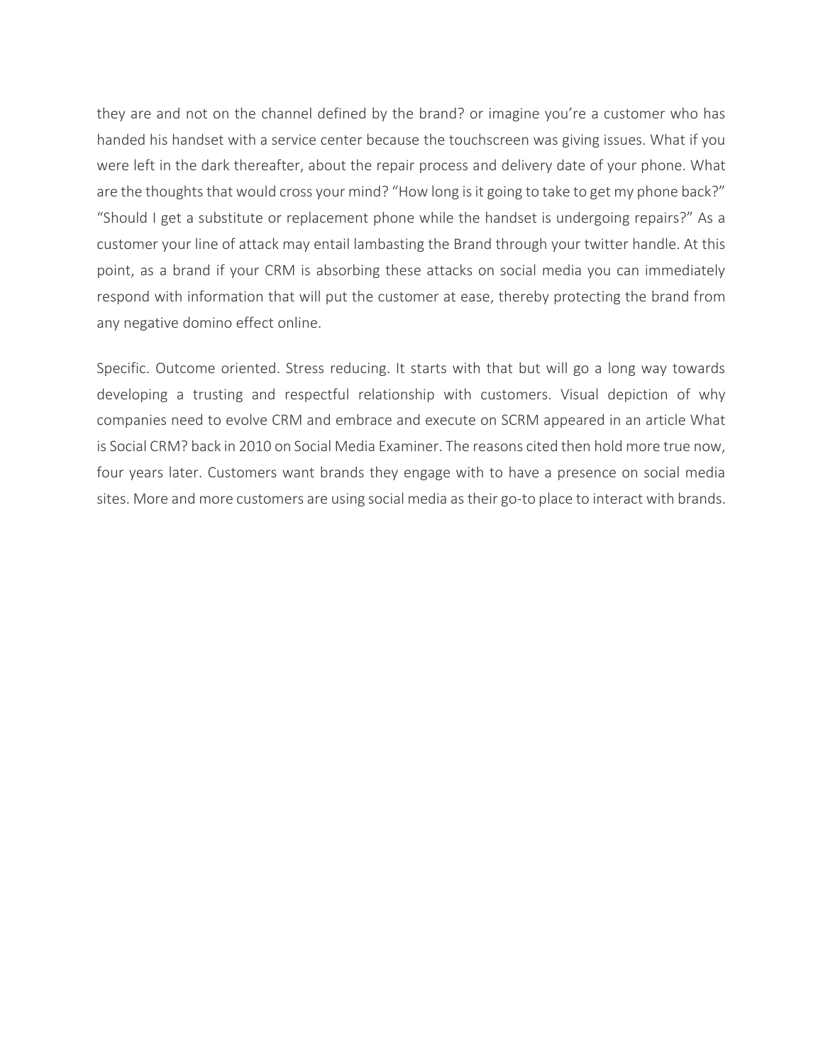they are and not on the channel defined by the brand? or imagine you're a customer who has handed his handset with a service center because the touchscreen was giving issues. What if you were left in the dark thereafter, about the repair process and delivery date of your phone. What are the thoughts that would cross your mind? "How long is it going to take to get my phone back?" "Should I get a substitute or replacement phone while the handset is undergoing repairs?" As a customer your line of attack may entail lambasting the Brand through your twitter handle. At this point, as a brand if your CRM is absorbing these attacks on social media you can immediately respond with information that will put the customer at ease, thereby protecting the brand from any negative domino effect online.

Specific. Outcome oriented. Stress reducing. It starts with that but will go a long way towards developing a trusting and respectful relationship with customers. Visual depiction of why companies need to evolve CRM and embrace and execute on SCRM appeared in an article What is Social CRM? back in 2010 on Social Media Examiner. The reasons cited then hold more true now, four years later. Customers want brands they engage with to have a presence on social media sites. More and more customers are using social media as their go-to place to interact with brands.